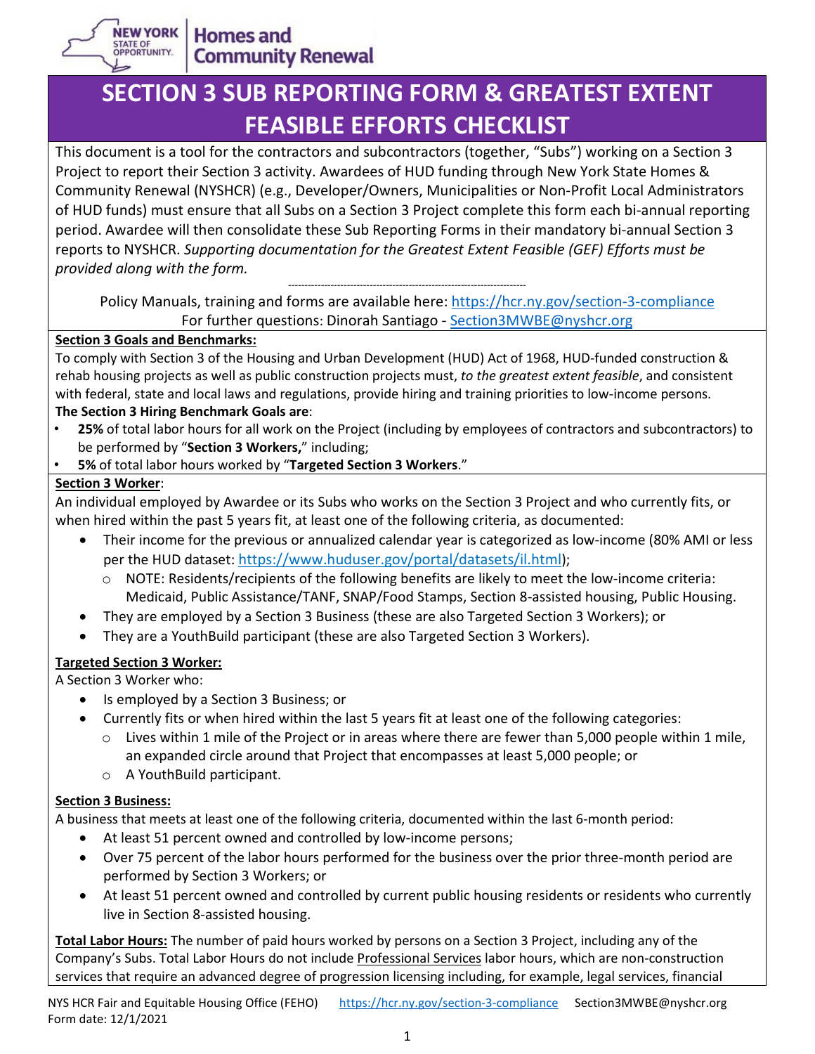# SECTION 3 SUB REPORTING FORM & GREATEST EXTENT FEASIBLE EFFORTS CHECKLIST

This document is a tool for the contractors and subcontractors (together, "Subs") working on a Section 3 Project to report their Section 3 activity. Awardees of HUD funding through New York State Homes & Community Renewal (NYSHCR) (e.g., Developer/Owners, Municipalities or Non-Profit Local Administrators of HUD funds) must ensure that all Subs on a Section 3 Project complete this form each bi-annual reporting period. Awardee will then consolidate these Sub Reporting Forms in their mandatory bi-annual Section 3 reports to NYSHCR. *Supporting documentation for the Greatest Extent Feasible (GEF) Efforts must be provided along with the form.*

Policy Manuals, training and forms are available here: https://hcr.ny.gov/section-3-compliance
For further questions: Dinorah Santiago - Section3MWBE@nyshcr.org

**Section 3 Goals and Benchmarks:**

To comply with Section 3 of the Housing and Urban Development (HUD) Act of 1968, HUD-funded construction & rehab housing projects as well as public construction projects must, *to the greatest extent feasible*, and consistent with federal, state and local laws and regulations, provide hiring and training priorities to low-income persons.

**The Section 3 Hiring Benchmark Goals are**:

- **25%** of total labor hours for all work on the Project (including by employees of contractors and subcontractors) to be performed by "**Section 3 Workers,**" including;
- **5%** of total labor hours worked by "**Targeted Section 3 Workers**."

**Section 3 Worker**:

An individual employed by Awardee or its Subs who works on the Section 3 Project and who currently fits, or when hired within the past 5 years fit, at least one of the following criteria, as documented:

- Their income for the previous or annualized calendar year is categorized as low-income (80% AMI or less per the HUD dataset: https://www.huduser.gov/portal/datasets/il.html);
  - NOTE: Residents/recipients of the following benefits are likely to meet the low-income criteria: Medicaid, Public Assistance/TANF, SNAP/Food Stamps, Section 8-assisted housing, Public Housing.
- They are employed by a Section 3 Business (these are also Targeted Section 3 Workers); or
- They are a YouthBuild participant (these are also Targeted Section 3 Workers).

**Targeted Section 3 Worker:**

A Section 3 Worker who:

- Is employed by a Section 3 Business; or
- Currently fits or when hired within the last 5 years fit at least one of the following categories:
  - Lives within 1 mile of the Project or in areas where there are fewer than 5,000 people within 1 mile, an expanded circle around that Project that encompasses at least 5,000 people; or
  - A YouthBuild participant.

**Section 3 Business:**

A business that meets at least one of the following criteria, documented within the last 6-month period:

- At least 51 percent owned and controlled by low-income persons;
- Over 75 percent of the labor hours performed for the business over the prior three-month period are performed by Section 3 Workers; or
- At least 51 percent owned and controlled by current public housing residents or residents who currently live in Section 8-assisted housing.

**Total Labor Hours:** The number of paid hours worked by persons on a Section 3 Project, including any of the Company's Subs. Total Labor Hours do not include Professional Services labor hours, which are non-construction services that require an advanced degree of progression licensing including, for example, legal services, financial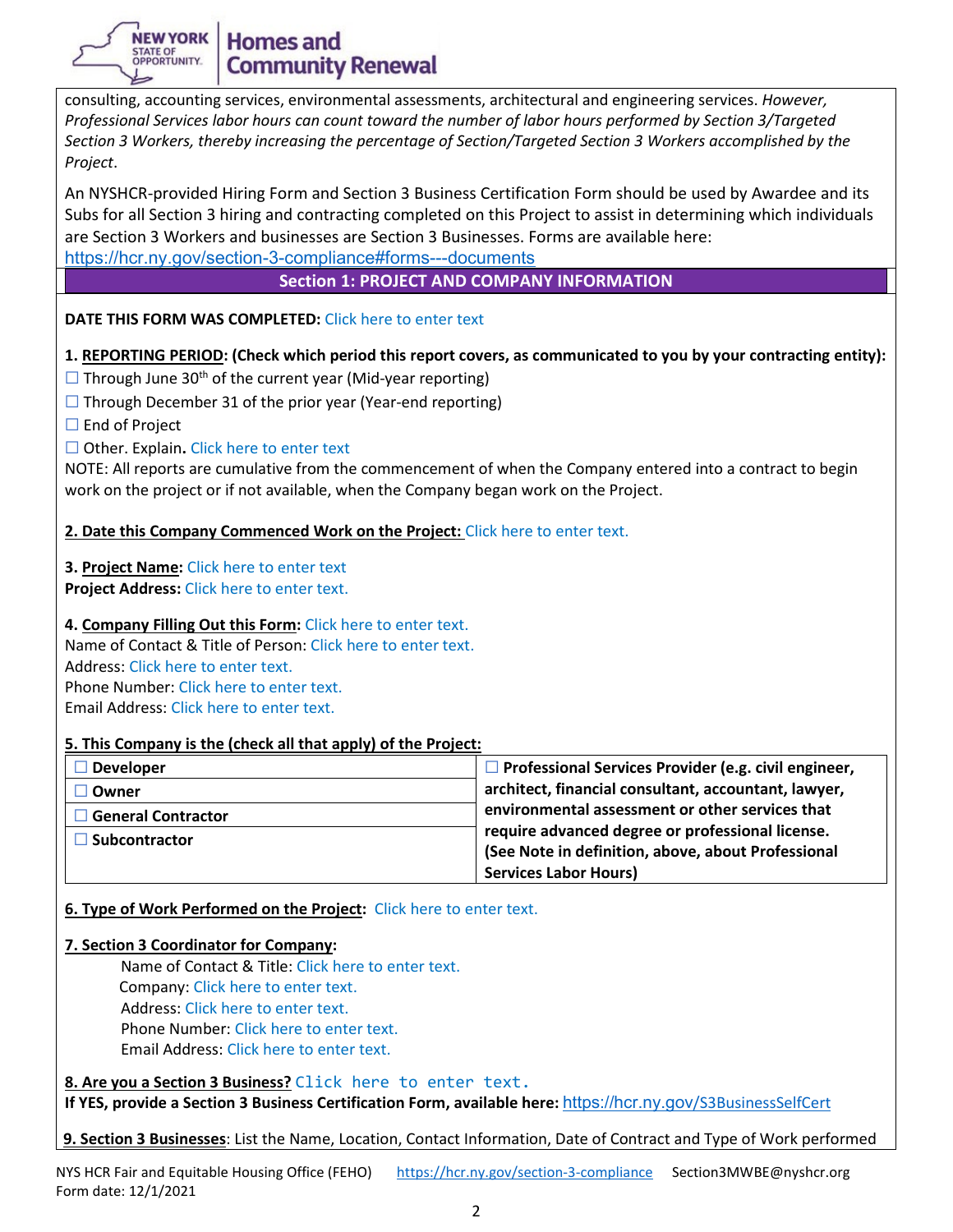consulting, accounting services, environmental assessments, architectural and engineering services. *However, Professional Services labor hours can count toward the number of labor hours performed by Section 3/Targeted Section 3 Workers, thereby increasing the percentage of Section/Targeted Section 3 Workers accomplished by the Project*.

An NYSHCR-provided Hiring Form and Section 3 Business Certification Form should be used by Awardee and its Subs for all Section 3 hiring and contracting completed on this Project to assist in determining which individuals are Section 3 Workers and businesses are Section 3 Businesses. Forms are available here: https://hcr.ny.gov/section-3-compliance#forms---documents

## Section 1: PROJECT AND COMPANY INFORMATION

**DATE THIS FORM WAS COMPLETED:** Click here to enter text

**1. REPORTING PERIOD: (Check which period this report covers, as communicated to you by your contracting entity):**

☐ Through June 30th of the current year (Mid-year reporting)

☐ Through December 31 of the prior year (Year-end reporting)

☐ End of Project

☐ Other. Explain**.** Click here to enter text

NOTE: All reports are cumulative from the commencement of when the Company entered into a contract to begin work on the project or if not available, when the Company began work on the Project.

**2. Date this Company Commenced Work on the Project:** Click here to enter text.

**3. Project Name:** Click here to enter text

**Project Address:** Click here to enter text.

**4. Company Filling Out this Form:** Click here to enter text.

Name of Contact & Title of Person: Click here to enter text.

Address: Click here to enter text.

Phone Number: Click here to enter text.

Email Address: Click here to enter text.

**5. This Company is the (check all that apply) of the Project:**

| | |
|---|---|
| ☐ **Developer** | ☐ **Professional Services Provider (e.g. civil engineer, architect, financial consultant, accountant, lawyer, environmental assessment or other services that require advanced degree or professional license. (See Note in definition, above, about Professional Services Labor Hours)** |
| ☐ **Owner** | |
| ☐ **General Contractor** | |
| ☐ **Subcontractor** | |

**6. Type of Work Performed on the Project:** Click here to enter text.

**7. Section 3 Coordinator for Company:**

Name of Contact & Title: Click here to enter text.

Company: Click here to enter text.

Address: Click here to enter text.

Phone Number: Click here to enter text.

Email Address: Click here to enter text.

**8. Are you a Section 3 Business?** Click here to enter text.

**If YES, provide a Section 3 Business Certification Form, available here:** https://hcr.ny.gov/S3BusinessSelfCert

**9. Section 3 Businesses**: List the Name, Location, Contact Information, Date of Contract and Type of Work performed

NYS HCR Fair and Equitable Housing Office (FEHO) https://hcr.ny.gov/section-3-compliance Section3MWBE@nyshcr.org
Form date: 12/1/2021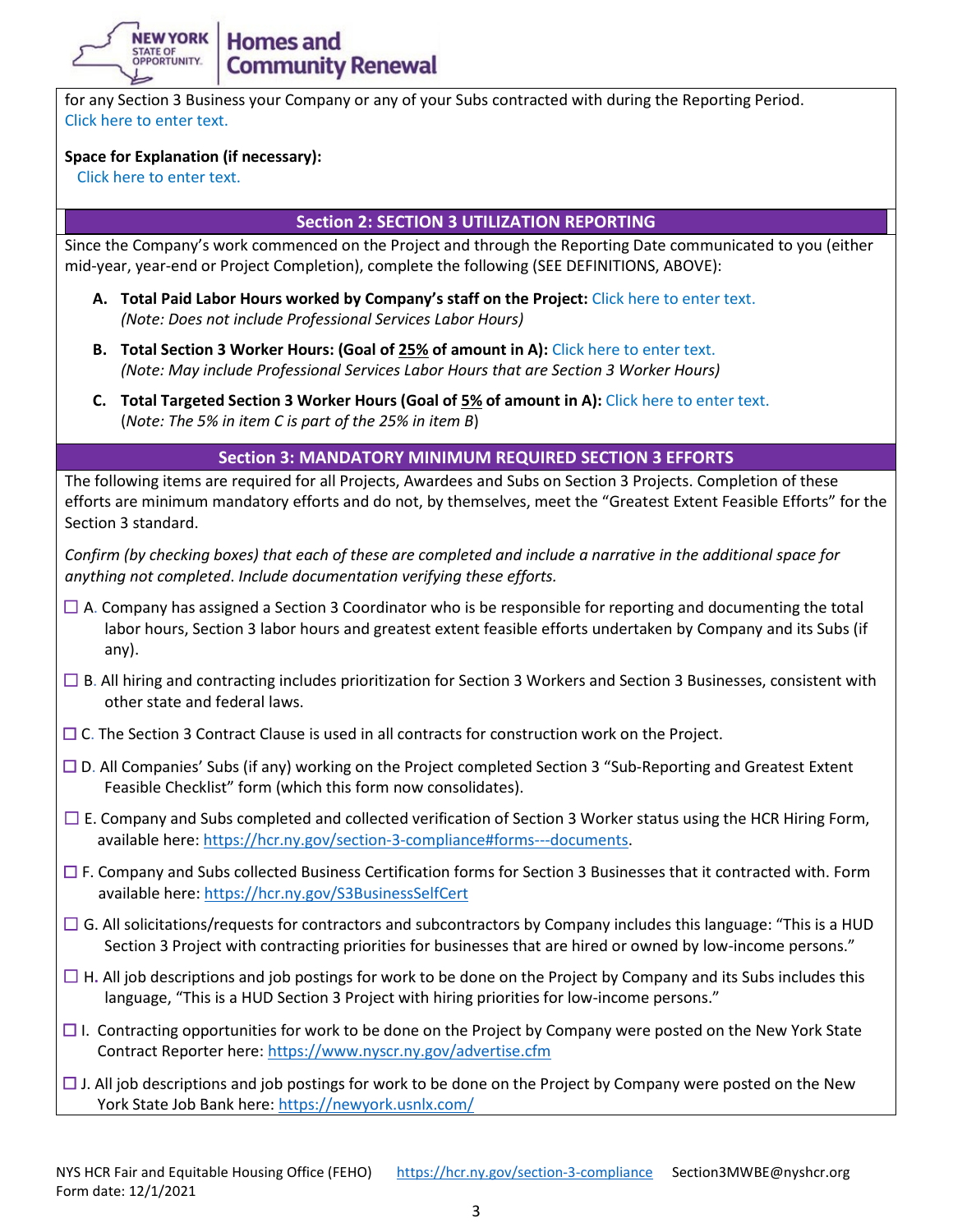for any Section 3 Business your Company or any of your Subs contracted with during the Reporting Period.
Click here to enter text.

**Space for Explanation (if necessary):**
Click here to enter text.

## Section 2: SECTION 3 UTILIZATION REPORTING

Since the Company's work commenced on the Project and through the Reporting Date communicated to you (either mid-year, year-end or Project Completion), complete the following (SEE DEFINITIONS, ABOVE):

**A. Total Paid Labor Hours worked by Company's staff on the Project:** Click here to enter text.
*(Note: Does not include Professional Services Labor Hours)*

**B. Total Section 3 Worker Hours: (Goal of 25% of amount in A):** Click here to enter text.
*(Note: May include Professional Services Labor Hours that are Section 3 Worker Hours)*

**C. Total Targeted Section 3 Worker Hours (Goal of 5% of amount in A):** Click here to enter text.
(*Note: The 5% in item C is part of the 25% in item B*)

## Section 3: MANDATORY MINIMUM REQUIRED SECTION 3 EFFORTS

The following items are required for all Projects, Awardees and Subs on Section 3 Projects. Completion of these efforts are minimum mandatory efforts and do not, by themselves, meet the "Greatest Extent Feasible Efforts" for the Section 3 standard.

*Confirm (by checking boxes) that each of these are completed and include a narrative in the additional space for anything not completed. Include documentation verifying these efforts.*

☐ A. Company has assigned a Section 3 Coordinator who is be responsible for reporting and documenting the total labor hours, Section 3 labor hours and greatest extent feasible efforts undertaken by Company and its Subs (if any).

☐ B. All hiring and contracting includes prioritization for Section 3 Workers and Section 3 Businesses, consistent with other state and federal laws.

☐ C. The Section 3 Contract Clause is used in all contracts for construction work on the Project.

☐ D. All Companies' Subs (if any) working on the Project completed Section 3 "Sub-Reporting and Greatest Extent Feasible Checklist" form (which this form now consolidates).

☐ E. Company and Subs completed and collected verification of Section 3 Worker status using the HCR Hiring Form, available here: https://hcr.ny.gov/section-3-compliance#forms---documents.

☐ F. Company and Subs collected Business Certification forms for Section 3 Businesses that it contracted with. Form available here: https://hcr.ny.gov/S3BusinessSelfCert

☐ G. All solicitations/requests for contractors and subcontractors by Company includes this language: "This is a HUD Section 3 Project with contracting priorities for businesses that are hired or owned by low-income persons."

☐ H. All job descriptions and job postings for work to be done on the Project by Company and its Subs includes this language, "This is a HUD Section 3 Project with hiring priorities for low-income persons."

☐ I. Contracting opportunities for work to be done on the Project by Company were posted on the New York State Contract Reporter here: https://www.nyscr.ny.gov/advertise.cfm

☐ J. All job descriptions and job postings for work to be done on the Project by Company were posted on the New York State Job Bank here: https://newyork.usnlx.com/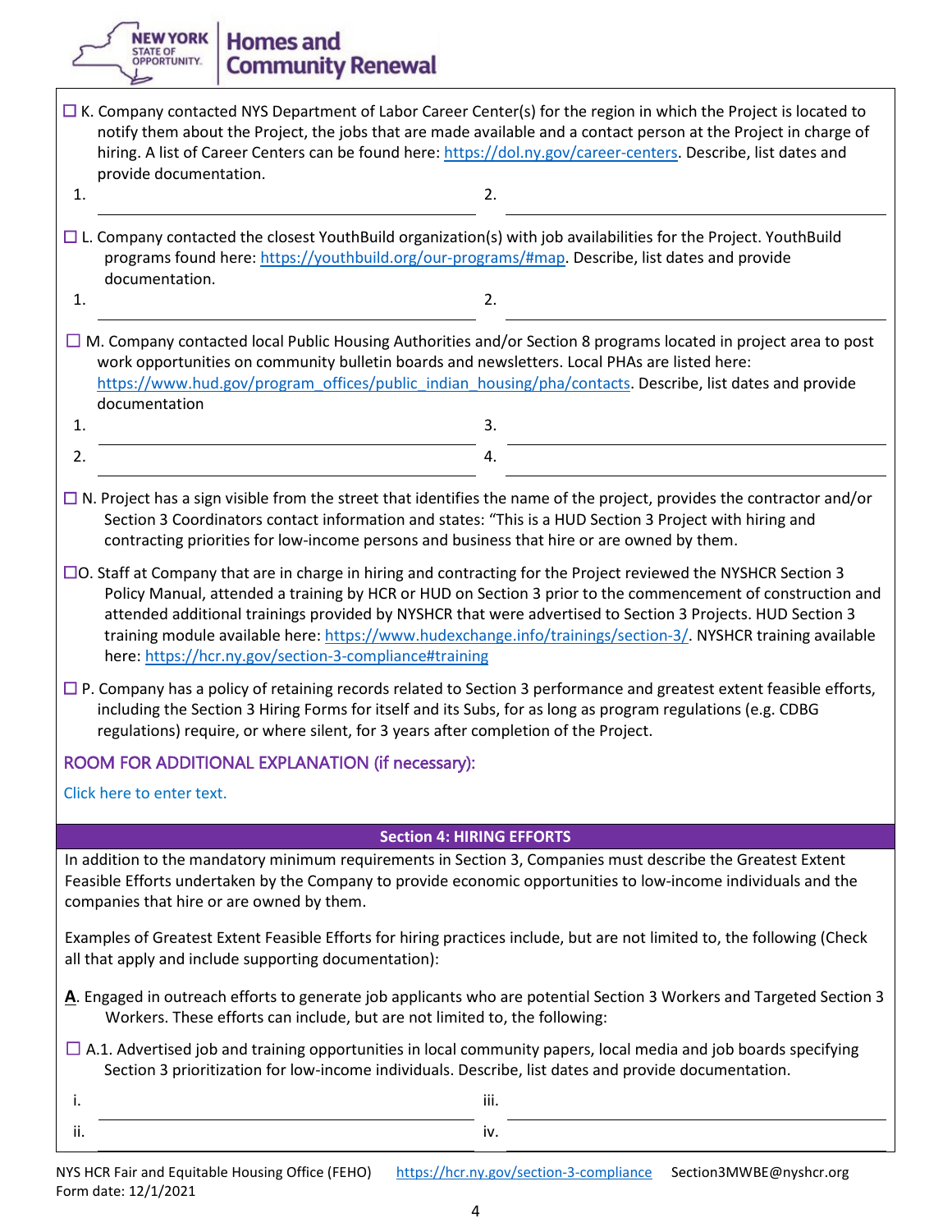☐ K. Company contacted NYS Department of Labor Career Center(s) for the region in which the Project is located to notify them about the Project, the jobs that are made available and a contact person at the Project in charge of hiring. A list of Career Centers can be found here: https://dol.ny.gov/career-centers. Describe, list dates and provide documentation.

1. ______________________ 2. ______________________

☐ L. Company contacted the closest YouthBuild organization(s) with job availabilities for the Project. YouthBuild programs found here: https://youthbuild.org/our-programs/#map. Describe, list dates and provide documentation.

1. ______________________ 2. ______________________

☐ M. Company contacted local Public Housing Authorities and/or Section 8 programs located in project area to post work opportunities on community bulletin boards and newsletters. Local PHAs are listed here: https://www.hud.gov/program_offices/public_indian_housing/pha/contacts. Describe, list dates and provide documentation

1. ______________________ 3. ______________________

2. ______________________ 4. ______________________

☐ N. Project has a sign visible from the street that identifies the name of the project, provides the contractor and/or Section 3 Coordinators contact information and states: "This is a HUD Section 3 Project with hiring and contracting priorities for low-income persons and business that hire or are owned by them.

☐ O. Staff at Company that are in charge in hiring and contracting for the Project reviewed the NYSHCR Section 3 Policy Manual, attended a training by HCR or HUD on Section 3 prior to the commencement of construction and attended additional trainings provided by NYSHCR that were advertised to Section 3 Projects. HUD Section 3 training module available here: https://www.hudexchange.info/trainings/section-3/. NYSHCR training available here: https://hcr.ny.gov/section-3-compliance#training

☐ P. Company has a policy of retaining records related to Section 3 performance and greatest extent feasible efforts, including the Section 3 Hiring Forms for itself and its Subs, for as long as program regulations (e.g. CDBG regulations) require, or where silent, for 3 years after completion of the Project.

ROOM FOR ADDITIONAL EXPLANATION (if necessary):

Click here to enter text.

## Section 4: HIRING EFFORTS

In addition to the mandatory minimum requirements in Section 3, Companies must describe the Greatest Extent Feasible Efforts undertaken by the Company to provide economic opportunities to low-income individuals and the companies that hire or are owned by them.

Examples of Greatest Extent Feasible Efforts for hiring practices include, but are not limited to, the following (Check all that apply and include supporting documentation):

**A**. Engaged in outreach efforts to generate job applicants who are potential Section 3 Workers and Targeted Section 3 Workers. These efforts can include, but are not limited to, the following:

☐ A.1. Advertised job and training opportunities in local community papers, local media and job boards specifying Section 3 prioritization for low-income individuals. Describe, list dates and provide documentation.

i. ______________________ iii. ______________________

ii. ______________________ iv. ______________________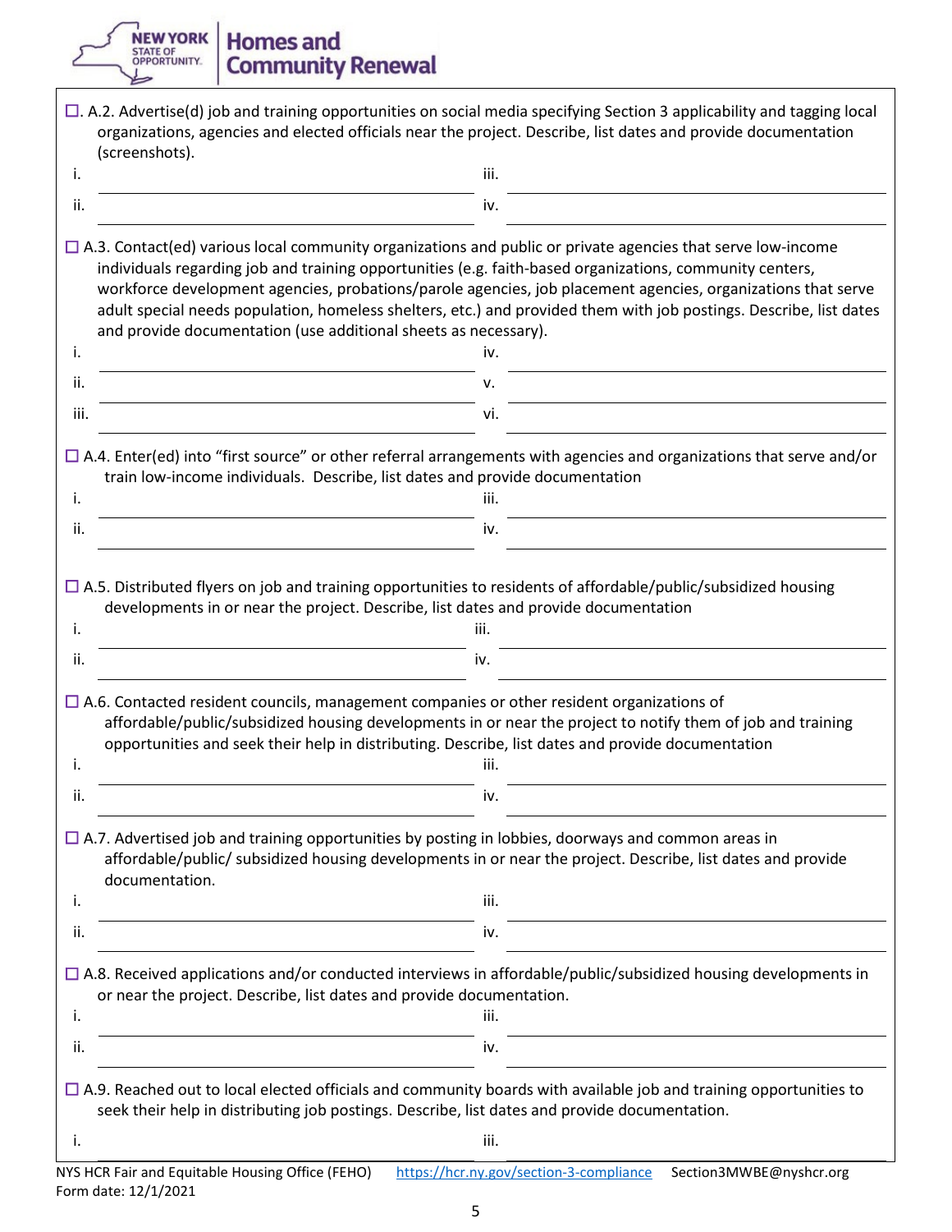☐. A.2. Advertise(d) job and training opportunities on social media specifying Section 3 applicability and tagging local organizations, agencies and elected officials near the project. Describe, list dates and provide documentation (screenshots).

i. \_\_\_\_\_\_\_\_\_\_\_\_\_\_\_\_\_\_\_\_ iii. \_\_\_\_\_\_\_\_\_\_\_\_\_\_\_\_\_\_\_\_

ii. \_\_\_\_\_\_\_\_\_\_\_\_\_\_\_\_\_\_\_\_ iv. \_\_\_\_\_\_\_\_\_\_\_\_\_\_\_\_\_\_\_\_

☐ A.3. Contact(ed) various local community organizations and public or private agencies that serve low-income individuals regarding job and training opportunities (e.g. faith-based organizations, community centers, workforce development agencies, probations/parole agencies, job placement agencies, organizations that serve adult special needs population, homeless shelters, etc.) and provided them with job postings. Describe, list dates and provide documentation (use additional sheets as necessary).

i. \_\_\_\_\_\_\_\_\_\_\_\_\_\_\_\_\_\_\_\_ iv. \_\_\_\_\_\_\_\_\_\_\_\_\_\_\_\_\_\_\_\_

ii. \_\_\_\_\_\_\_\_\_\_\_\_\_\_\_\_\_\_\_\_ v. \_\_\_\_\_\_\_\_\_\_\_\_\_\_\_\_\_\_\_\_

iii. \_\_\_\_\_\_\_\_\_\_\_\_\_\_\_\_\_\_\_\_ vi. \_\_\_\_\_\_\_\_\_\_\_\_\_\_\_\_\_\_\_\_

☐ A.4. Enter(ed) into "first source" or other referral arrangements with agencies and organizations that serve and/or train low-income individuals. Describe, list dates and provide documentation

i. \_\_\_\_\_\_\_\_\_\_\_\_\_\_\_\_\_\_\_\_ iii. \_\_\_\_\_\_\_\_\_\_\_\_\_\_\_\_\_\_\_\_

ii. \_\_\_\_\_\_\_\_\_\_\_\_\_\_\_\_\_\_\_\_ iv. \_\_\_\_\_\_\_\_\_\_\_\_\_\_\_\_\_\_\_\_

☐ A.5. Distributed flyers on job and training opportunities to residents of affordable/public/subsidized housing developments in or near the project. Describe, list dates and provide documentation

i. \_\_\_\_\_\_\_\_\_\_\_\_\_\_\_\_\_\_\_\_ iii. \_\_\_\_\_\_\_\_\_\_\_\_\_\_\_\_\_\_\_\_

ii. \_\_\_\_\_\_\_\_\_\_\_\_\_\_\_\_\_\_\_\_ iv. \_\_\_\_\_\_\_\_\_\_\_\_\_\_\_\_\_\_\_\_

☐ A.6. Contacted resident councils, management companies or other resident organizations of affordable/public/subsidized housing developments in or near the project to notify them of job and training opportunities and seek their help in distributing. Describe, list dates and provide documentation

i. \_\_\_\_\_\_\_\_\_\_\_\_\_\_\_\_\_\_\_\_ iii. \_\_\_\_\_\_\_\_\_\_\_\_\_\_\_\_\_\_\_\_

ii. \_\_\_\_\_\_\_\_\_\_\_\_\_\_\_\_\_\_\_\_ iv. \_\_\_\_\_\_\_\_\_\_\_\_\_\_\_\_\_\_\_\_

☐ A.7. Advertised job and training opportunities by posting in lobbies, doorways and common areas in affordable/public/ subsidized housing developments in or near the project. Describe, list dates and provide documentation.

i. \_\_\_\_\_\_\_\_\_\_\_\_\_\_\_\_\_\_\_\_ iii. \_\_\_\_\_\_\_\_\_\_\_\_\_\_\_\_\_\_\_\_

ii. \_\_\_\_\_\_\_\_\_\_\_\_\_\_\_\_\_\_\_\_ iv. \_\_\_\_\_\_\_\_\_\_\_\_\_\_\_\_\_\_\_\_

☐ A.8. Received applications and/or conducted interviews in affordable/public/subsidized housing developments in or near the project. Describe, list dates and provide documentation.

i. \_\_\_\_\_\_\_\_\_\_\_\_\_\_\_\_\_\_\_\_ iii. \_\_\_\_\_\_\_\_\_\_\_\_\_\_\_\_\_\_\_\_

ii. \_\_\_\_\_\_\_\_\_\_\_\_\_\_\_\_\_\_\_\_ iv. \_\_\_\_\_\_\_\_\_\_\_\_\_\_\_\_\_\_\_\_

☐ A.9. Reached out to local elected officials and community boards with available job and training opportunities to seek their help in distributing job postings. Describe, list dates and provide documentation.

i. \_\_\_\_\_\_\_\_\_\_\_\_\_\_\_\_\_\_\_\_ iii. \_\_\_\_\_\_\_\_\_\_\_\_\_\_\_\_\_\_\_\_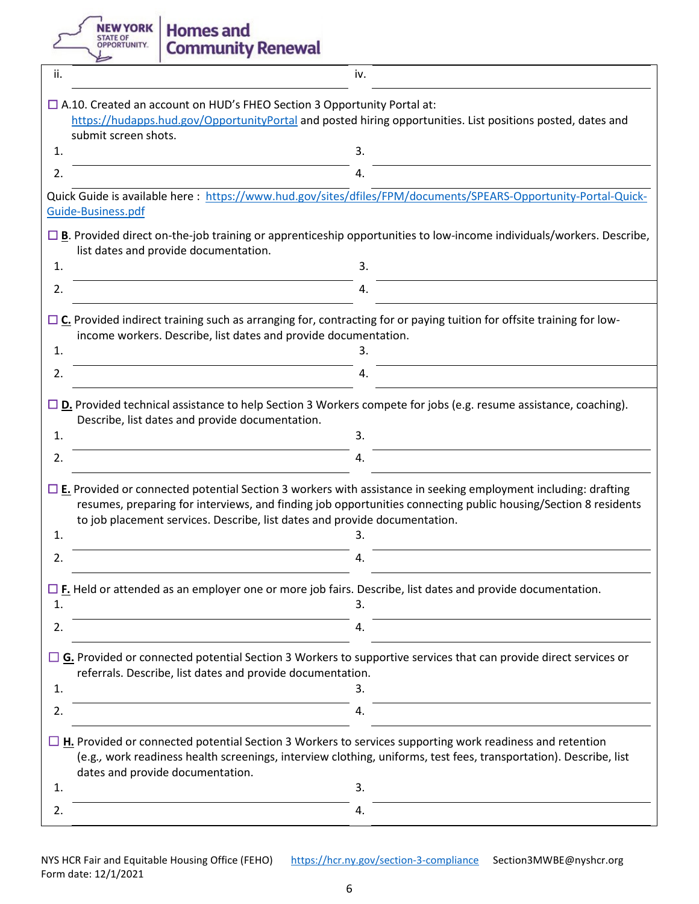ii. \_\_\_\_\_\_\_\_\_\_ iv. \_\_\_\_\_\_\_\_\_\_

☐ A.10. Created an account on HUD's FHEO Section 3 Opportunity Portal at: https://hudapps.hud.gov/OpportunityPortal and posted hiring opportunities. List positions posted, dates and submit screen shots.

1. \_\_\_\_\_\_\_\_\_\_ 3. \_\_\_\_\_\_\_\_\_\_
2. \_\_\_\_\_\_\_\_\_\_ 4. \_\_\_\_\_\_\_\_\_\_

Quick Guide is available here : https://www.hud.gov/sites/dfiles/FPM/documents/SPEARS-Opportunity-Portal-Quick-Guide-Business.pdf

☐ **B**. Provided direct on-the-job training or apprenticeship opportunities to low-income individuals/workers. Describe, list dates and provide documentation.

1. \_\_\_\_\_\_\_\_\_\_ 3. \_\_\_\_\_\_\_\_\_\_
2. \_\_\_\_\_\_\_\_\_\_ 4. \_\_\_\_\_\_\_\_\_\_

☐ **C.** Provided indirect training such as arranging for, contracting for or paying tuition for offsite training for low-income workers. Describe, list dates and provide documentation.

1. \_\_\_\_\_\_\_\_\_\_ 3. \_\_\_\_\_\_\_\_\_\_
2. \_\_\_\_\_\_\_\_\_\_ 4. \_\_\_\_\_\_\_\_\_\_

☐ **D.** Provided technical assistance to help Section 3 Workers compete for jobs (e.g. resume assistance, coaching). Describe, list dates and provide documentation.

1. \_\_\_\_\_\_\_\_\_\_ 3. \_\_\_\_\_\_\_\_\_\_
2. \_\_\_\_\_\_\_\_\_\_ 4. \_\_\_\_\_\_\_\_\_\_

☐ **E.** Provided or connected potential Section 3 workers with assistance in seeking employment including: drafting resumes, preparing for interviews, and finding job opportunities connecting public housing/Section 8 residents to job placement services. Describe, list dates and provide documentation.

1. \_\_\_\_\_\_\_\_\_\_ 3. \_\_\_\_\_\_\_\_\_\_
2. \_\_\_\_\_\_\_\_\_\_ 4. \_\_\_\_\_\_\_\_\_\_

☐ **F.** Held or attended as an employer one or more job fairs. Describe, list dates and provide documentation.

1. \_\_\_\_\_\_\_\_\_\_ 3. \_\_\_\_\_\_\_\_\_\_
2. \_\_\_\_\_\_\_\_\_\_ 4. \_\_\_\_\_\_\_\_\_\_

☐ **G.** Provided or connected potential Section 3 Workers to supportive services that can provide direct services or referrals. Describe, list dates and provide documentation.

1. \_\_\_\_\_\_\_\_\_\_ 3. \_\_\_\_\_\_\_\_\_\_
2. \_\_\_\_\_\_\_\_\_\_ 4. \_\_\_\_\_\_\_\_\_\_

☐ **H.** Provided or connected potential Section 3 Workers to services supporting work readiness and retention (e.g., work readiness health screenings, interview clothing, uniforms, test fees, transportation). Describe, list dates and provide documentation.

1. \_\_\_\_\_\_\_\_\_\_ 3. \_\_\_\_\_\_\_\_\_\_
2. \_\_\_\_\_\_\_\_\_\_ 4. \_\_\_\_\_\_\_\_\_\_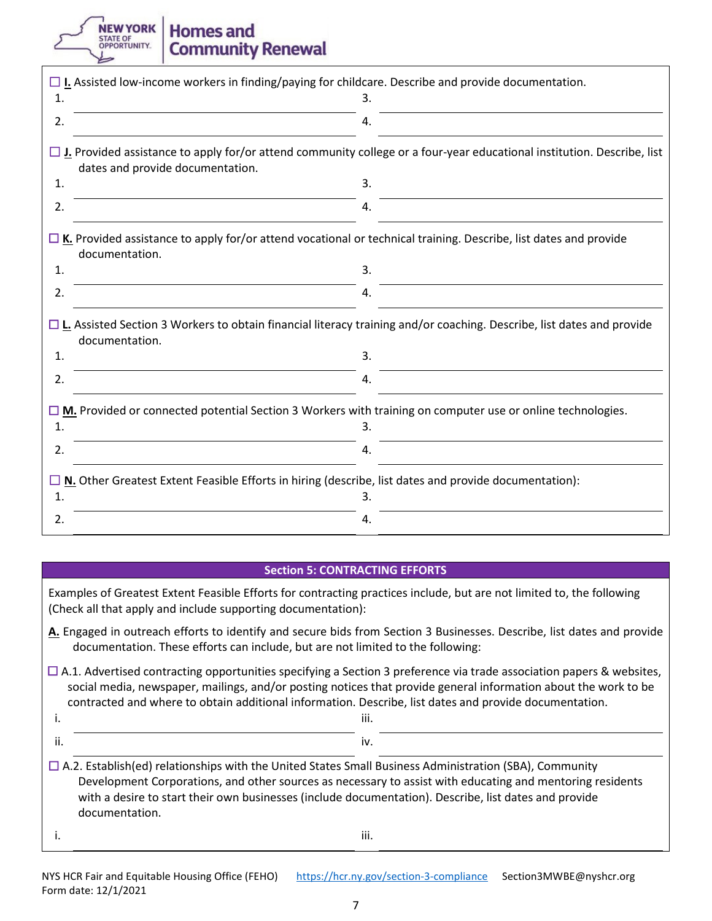☐ **I.** Assisted low-income workers in finding/paying for childcare. Describe and provide documentation.

1. ______________________ 3. ______________________
2. ______________________ 4. ______________________

☐ **J.** Provided assistance to apply for/or attend community college or a four-year educational institution. Describe, list dates and provide documentation.

1. ______________________ 3. ______________________
2. ______________________ 4. ______________________

☐ **K.** Provided assistance to apply for/or attend vocational or technical training. Describe, list dates and provide documentation.

1. ______________________ 3. ______________________
2. ______________________ 4. ______________________

☐ **L.** Assisted Section 3 Workers to obtain financial literacy training and/or coaching. Describe, list dates and provide documentation.

1. ______________________ 3. ______________________
2. ______________________ 4. ______________________

☐ **M.** Provided or connected potential Section 3 Workers with training on computer use or online technologies.

1. ______________________ 3. ______________________
2. ______________________ 4. ______________________

☐ **N.** Other Greatest Extent Feasible Efforts in hiring (describe, list dates and provide documentation):

1. ______________________ 3. ______________________
2. ______________________ 4. ______________________

## Section 5: CONTRACTING EFFORTS

Examples of Greatest Extent Feasible Efforts for contracting practices include, but are not limited to, the following (Check all that apply and include supporting documentation):

**A.** Engaged in outreach efforts to identify and secure bids from Section 3 Businesses. Describe, list dates and provide documentation. These efforts can include, but are not limited to the following:

☐ A.1. Advertised contracting opportunities specifying a Section 3 preference via trade association papers & websites, social media, newspaper, mailings, and/or posting notices that provide general information about the work to be contracted and where to obtain additional information. Describe, list dates and provide documentation.

i. ______________________ iii. ______________________
ii. ______________________ iv. ______________________

☐ A.2. Establish(ed) relationships with the United States Small Business Administration (SBA), Community Development Corporations, and other sources as necessary to assist with educating and mentoring residents with a desire to start their own businesses (include documentation). Describe, list dates and provide documentation.

i. ______________________ iii. ______________________

NYS HCR Fair and Equitable Housing Office (FEHO) https://hcr.ny.gov/section-3-compliance Section3MWBE@nyshcr.org
Form date: 12/1/2021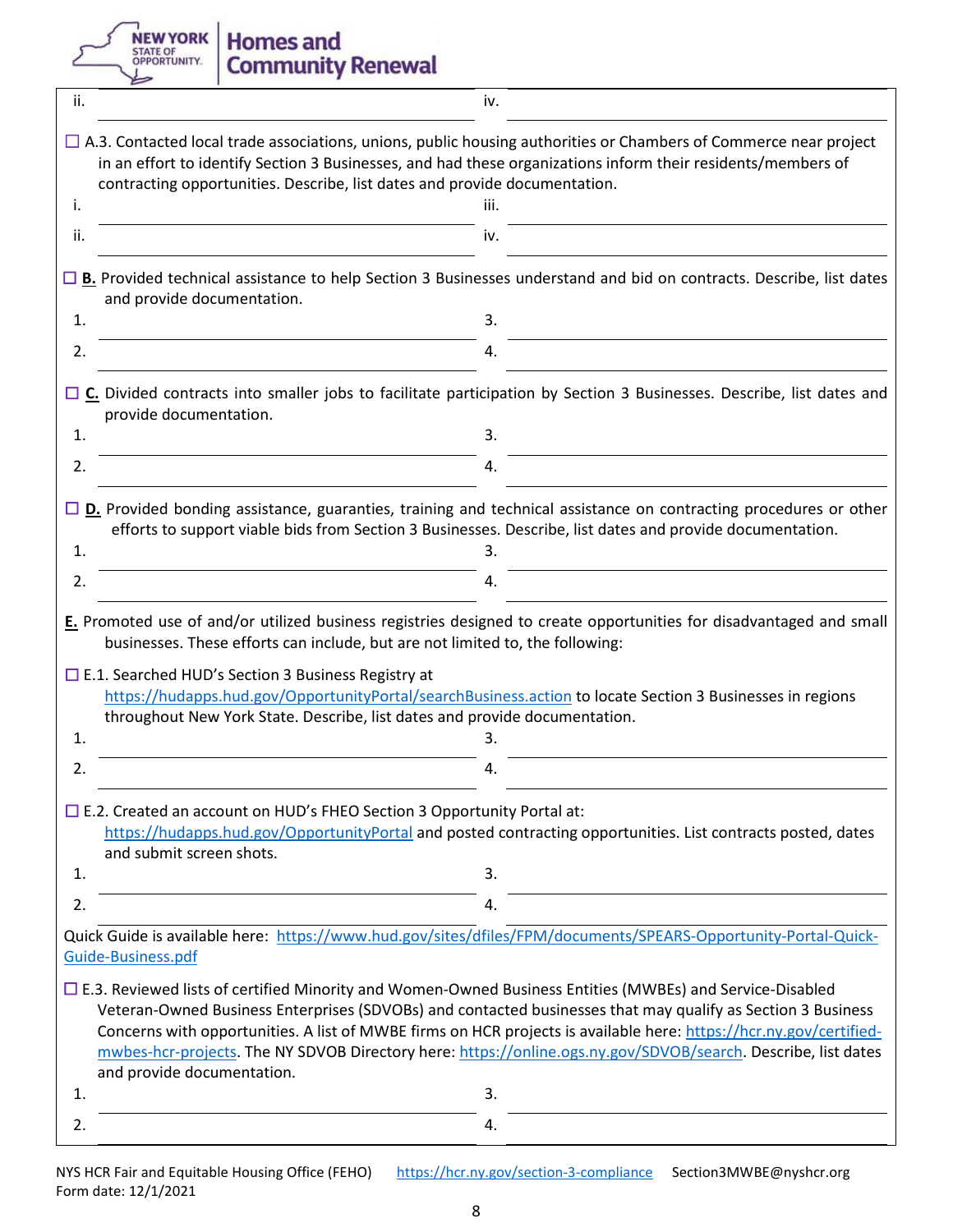ii. ____________________ iv. ____________________

☐ A.3. Contacted local trade associations, unions, public housing authorities or Chambers of Commerce near project in an effort to identify Section 3 Businesses, and had these organizations inform their residents/members of contracting opportunities. Describe, list dates and provide documentation.

i. ____________________ iii. ____________________

ii. ____________________ iv. ____________________

☐ **B.** Provided technical assistance to help Section 3 Businesses understand and bid on contracts. Describe, list dates and provide documentation.

1. ____________________ 3. ____________________

2. ____________________ 4. ____________________

☐ **C.** Divided contracts into smaller jobs to facilitate participation by Section 3 Businesses. Describe, list dates and provide documentation.

1. ____________________ 3. ____________________

2. ____________________ 4. ____________________

☐ **D.** Provided bonding assistance, guaranties, training and technical assistance on contracting procedures or other efforts to support viable bids from Section 3 Businesses. Describe, list dates and provide documentation.

1. ____________________ 3. ____________________

2. ____________________ 4. ____________________

**E.** Promoted use of and/or utilized business registries designed to create opportunities for disadvantaged and small businesses. These efforts can include, but are not limited to, the following:

☐ E.1. Searched HUD's Section 3 Business Registry at https://hudapps.hud.gov/OpportunityPortal/searchBusiness.action to locate Section 3 Businesses in regions throughout New York State. Describe, list dates and provide documentation.

1. ____________________ 3. ____________________

2. ____________________ 4. ____________________

☐ E.2. Created an account on HUD's FHEO Section 3 Opportunity Portal at: https://hudapps.hud.gov/OpportunityPortal and posted contracting opportunities. List contracts posted, dates and submit screen shots.

1. ____________________ 3. ____________________

2. ____________________ 4. ____________________

Quick Guide is available here: https://www.hud.gov/sites/dfiles/FPM/documents/SPEARS-Opportunity-Portal-Quick-Guide-Business.pdf

☐ E.3. Reviewed lists of certified Minority and Women-Owned Business Entities (MWBEs) and Service-Disabled Veteran-Owned Business Enterprises (SDVOBs) and contacted businesses that may qualify as Section 3 Business Concerns with opportunities. A list of MWBE firms on HCR projects is available here: https://hcr.ny.gov/certified-mwbes-hcr-projects. The NY SDVOB Directory here: https://online.ogs.ny.gov/SDVOB/search. Describe, list dates and provide documentation.

1. ____________________ 3. ____________________

2. ____________________ 4. ____________________

NYS HCR Fair and Equitable Housing Office (FEHO) https://hcr.ny.gov/section-3-compliance Section3MWBE@nyshcr.org
Form date: 12/1/2021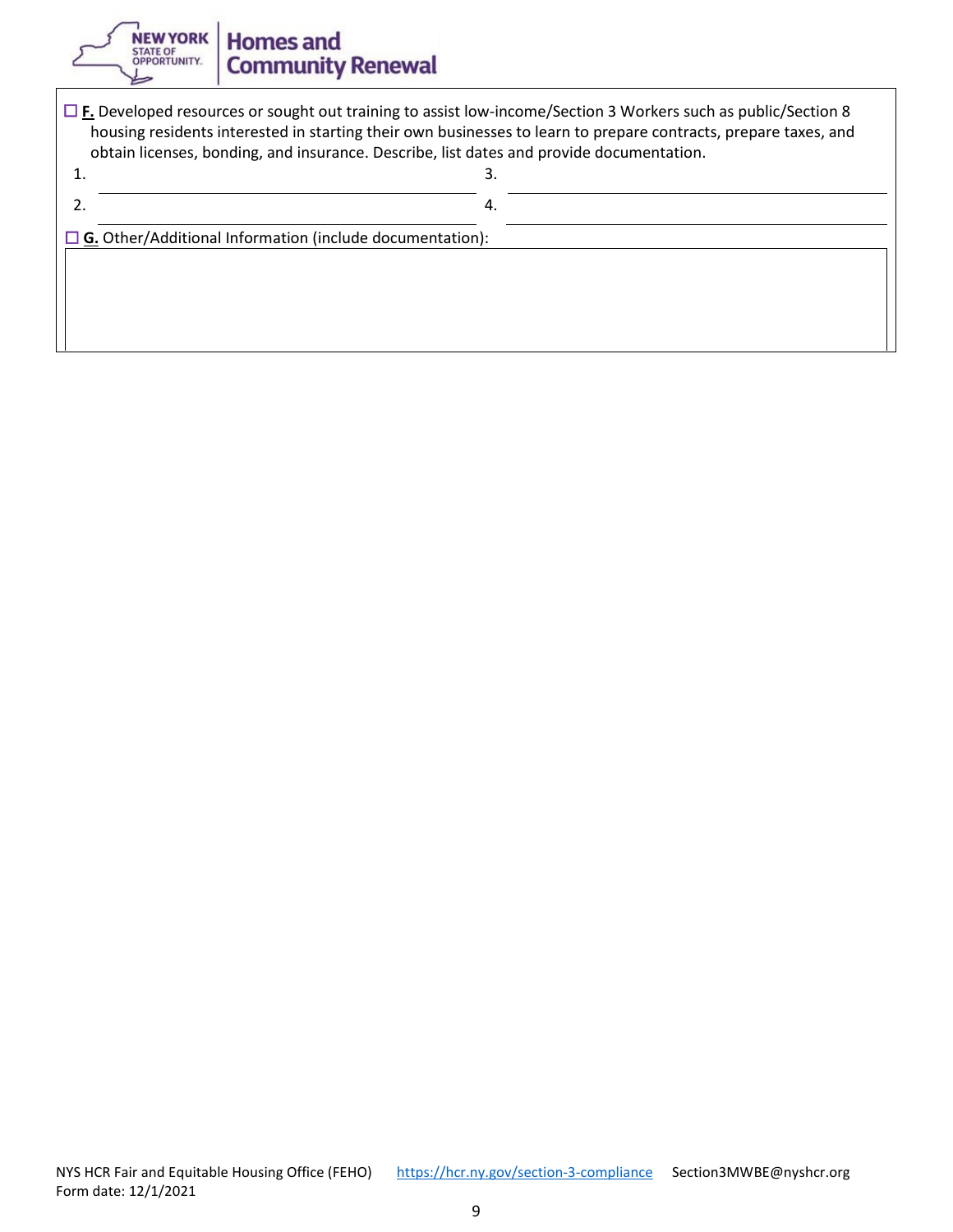☐ **F.** Developed resources or sought out training to assist low-income/Section 3 Workers such as public/Section 8 housing residents interested in starting their own businesses to learn to prepare contracts, prepare taxes, and obtain licenses, bonding, and insurance. Describe, list dates and provide documentation.

1. ______________________ 3. ______________________
2. ______________________ 4. ______________________

☐ **G.** Other/Additional Information (include documentation):

NYS HCR Fair and Equitable Housing Office (FEHO) https://hcr.ny.gov/section-3-compliance Section3MWBE@nyshcr.org
Form date: 12/1/2021